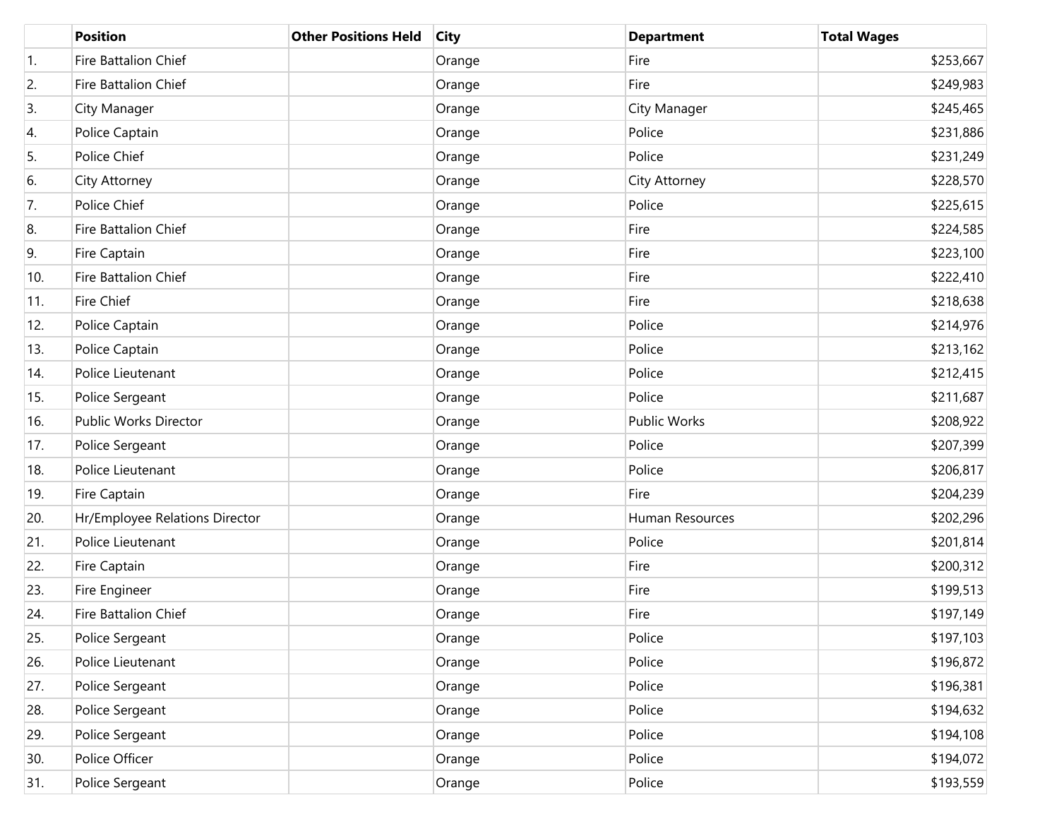| | Position | Other Positions Held | City | Department | Total Wages |
|---|---|---|---|---|---|
| 1. | Fire Battalion Chief | | Orange | Fire | $253,667 |
| 2. | Fire Battalion Chief | | Orange | Fire | $249,983 |
| 3. | City Manager | | Orange | City Manager | $245,465 |
| 4. | Police Captain | | Orange | Police | $231,886 |
| 5. | Police Chief | | Orange | Police | $231,249 |
| 6. | City Attorney | | Orange | City Attorney | $228,570 |
| 7. | Police Chief | | Orange | Police | $225,615 |
| 8. | Fire Battalion Chief | | Orange | Fire | $224,585 |
| 9. | Fire Captain | | Orange | Fire | $223,100 |
| 10. | Fire Battalion Chief | | Orange | Fire | $222,410 |
| 11. | Fire Chief | | Orange | Fire | $218,638 |
| 12. | Police Captain | | Orange | Police | $214,976 |
| 13. | Police Captain | | Orange | Police | $213,162 |
| 14. | Police Lieutenant | | Orange | Police | $212,415 |
| 15. | Police Sergeant | | Orange | Police | $211,687 |
| 16. | Public Works Director | | Orange | Public Works | $208,922 |
| 17. | Police Sergeant | | Orange | Police | $207,399 |
| 18. | Police Lieutenant | | Orange | Police | $206,817 |
| 19. | Fire Captain | | Orange | Fire | $204,239 |
| 20. | Hr/Employee Relations Director | | Orange | Human Resources | $202,296 |
| 21. | Police Lieutenant | | Orange | Police | $201,814 |
| 22. | Fire Captain | | Orange | Fire | $200,312 |
| 23. | Fire Engineer | | Orange | Fire | $199,513 |
| 24. | Fire Battalion Chief | | Orange | Fire | $197,149 |
| 25. | Police Sergeant | | Orange | Police | $197,103 |
| 26. | Police Lieutenant | | Orange | Police | $196,872 |
| 27. | Police Sergeant | | Orange | Police | $196,381 |
| 28. | Police Sergeant | | Orange | Police | $194,632 |
| 29. | Police Sergeant | | Orange | Police | $194,108 |
| 30. | Police Officer | | Orange | Police | $194,072 |
| 31. | Police Sergeant | | Orange | Police | $193,559 |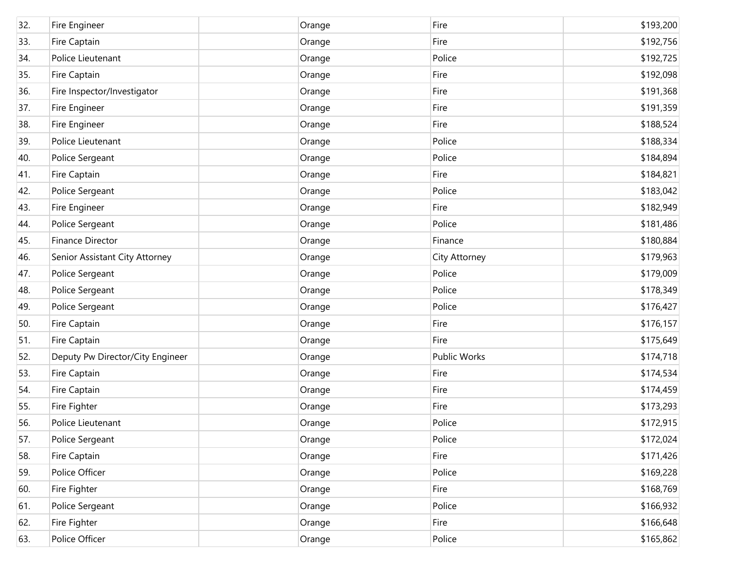| | | | | | |
|---|---|---|---|---|---|
| 32. | Fire Engineer | | Orange | Fire | $193,200 |
| 33. | Fire Captain | | Orange | Fire | $192,756 |
| 34. | Police Lieutenant | | Orange | Police | $192,725 |
| 35. | Fire Captain | | Orange | Fire | $192,098 |
| 36. | Fire Inspector/Investigator | | Orange | Fire | $191,368 |
| 37. | Fire Engineer | | Orange | Fire | $191,359 |
| 38. | Fire Engineer | | Orange | Fire | $188,524 |
| 39. | Police Lieutenant | | Orange | Police | $188,334 |
| 40. | Police Sergeant | | Orange | Police | $184,894 |
| 41. | Fire Captain | | Orange | Fire | $184,821 |
| 42. | Police Sergeant | | Orange | Police | $183,042 |
| 43. | Fire Engineer | | Orange | Fire | $182,949 |
| 44. | Police Sergeant | | Orange | Police | $181,486 |
| 45. | Finance Director | | Orange | Finance | $180,884 |
| 46. | Senior Assistant City Attorney | | Orange | City Attorney | $179,963 |
| 47. | Police Sergeant | | Orange | Police | $179,009 |
| 48. | Police Sergeant | | Orange | Police | $178,349 |
| 49. | Police Sergeant | | Orange | Police | $176,427 |
| 50. | Fire Captain | | Orange | Fire | $176,157 |
| 51. | Fire Captain | | Orange | Fire | $175,649 |
| 52. | Deputy Pw Director/City Engineer | | Orange | Public Works | $174,718 |
| 53. | Fire Captain | | Orange | Fire | $174,534 |
| 54. | Fire Captain | | Orange | Fire | $174,459 |
| 55. | Fire Fighter | | Orange | Fire | $173,293 |
| 56. | Police Lieutenant | | Orange | Police | $172,915 |
| 57. | Police Sergeant | | Orange | Police | $172,024 |
| 58. | Fire Captain | | Orange | Fire | $171,426 |
| 59. | Police Officer | | Orange | Police | $169,228 |
| 60. | Fire Fighter | | Orange | Fire | $168,769 |
| 61. | Police Sergeant | | Orange | Police | $166,932 |
| 62. | Fire Fighter | | Orange | Fire | $166,648 |
| 63. | Police Officer | | Orange | Police | $165,862 |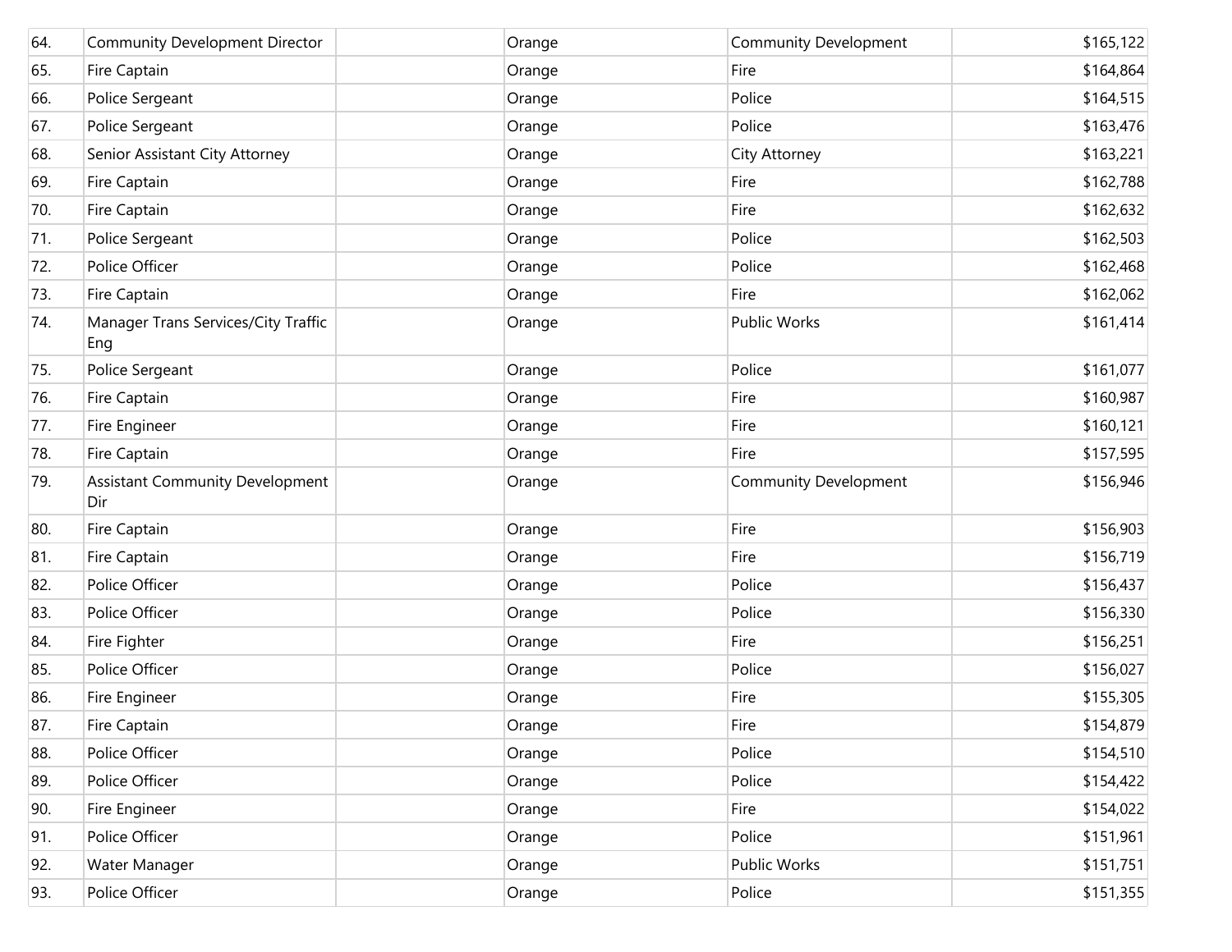| | | | | | |
|---|---|---|---|---|---|
| 64. | Community Development Director | | Orange | Community Development | $165,122 |
| 65. | Fire Captain | | Orange | Fire | $164,864 |
| 66. | Police Sergeant | | Orange | Police | $164,515 |
| 67. | Police Sergeant | | Orange | Police | $163,476 |
| 68. | Senior Assistant City Attorney | | Orange | City Attorney | $163,221 |
| 69. | Fire Captain | | Orange | Fire | $162,788 |
| 70. | Fire Captain | | Orange | Fire | $162,632 |
| 71. | Police Sergeant | | Orange | Police | $162,503 |
| 72. | Police Officer | | Orange | Police | $162,468 |
| 73. | Fire Captain | | Orange | Fire | $162,062 |
| 74. | Manager Trans Services/City Traffic Eng | | Orange | Public Works | $161,414 |
| 75. | Police Sergeant | | Orange | Police | $161,077 |
| 76. | Fire Captain | | Orange | Fire | $160,987 |
| 77. | Fire Engineer | | Orange | Fire | $160,121 |
| 78. | Fire Captain | | Orange | Fire | $157,595 |
| 79. | Assistant Community Development Dir | | Orange | Community Development | $156,946 |
| 80. | Fire Captain | | Orange | Fire | $156,903 |
| 81. | Fire Captain | | Orange | Fire | $156,719 |
| 82. | Police Officer | | Orange | Police | $156,437 |
| 83. | Police Officer | | Orange | Police | $156,330 |
| 84. | Fire Fighter | | Orange | Fire | $156,251 |
| 85. | Police Officer | | Orange | Police | $156,027 |
| 86. | Fire Engineer | | Orange | Fire | $155,305 |
| 87. | Fire Captain | | Orange | Fire | $154,879 |
| 88. | Police Officer | | Orange | Police | $154,510 |
| 89. | Police Officer | | Orange | Police | $154,422 |
| 90. | Fire Engineer | | Orange | Fire | $154,022 |
| 91. | Police Officer | | Orange | Police | $151,961 |
| 92. | Water Manager | | Orange | Public Works | $151,751 |
| 93. | Police Officer | | Orange | Police | $151,355 |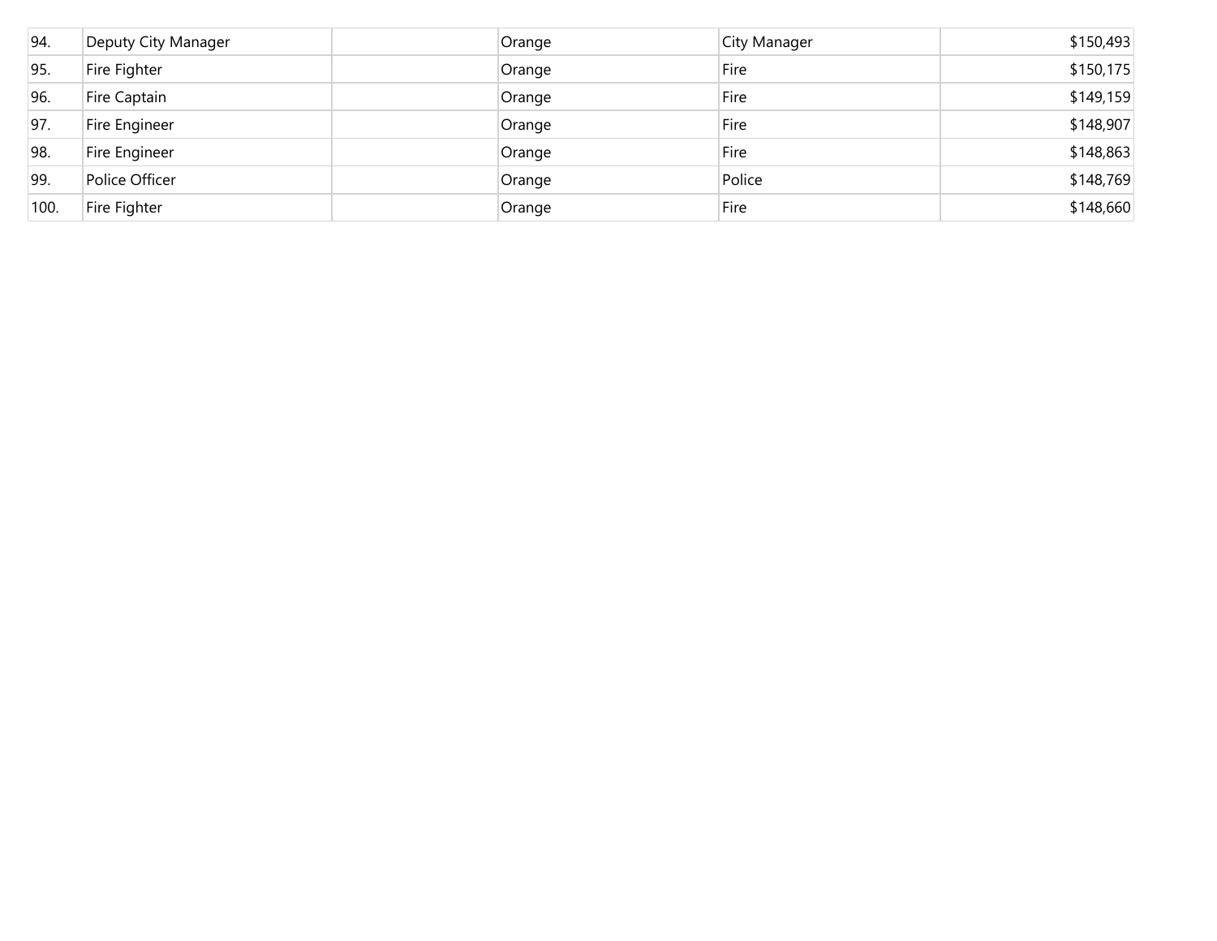| | | | | | |
|---|---|---|---|---|---|
| 94. | Deputy City Manager | | Orange | City Manager | $150,493 |
| 95. | Fire Fighter | | Orange | Fire | $150,175 |
| 96. | Fire Captain | | Orange | Fire | $149,159 |
| 97. | Fire Engineer | | Orange | Fire | $148,907 |
| 98. | Fire Engineer | | Orange | Fire | $148,863 |
| 99. | Police Officer | | Orange | Police | $148,769 |
| 100. | Fire Fighter | | Orange | Fire | $148,660 |